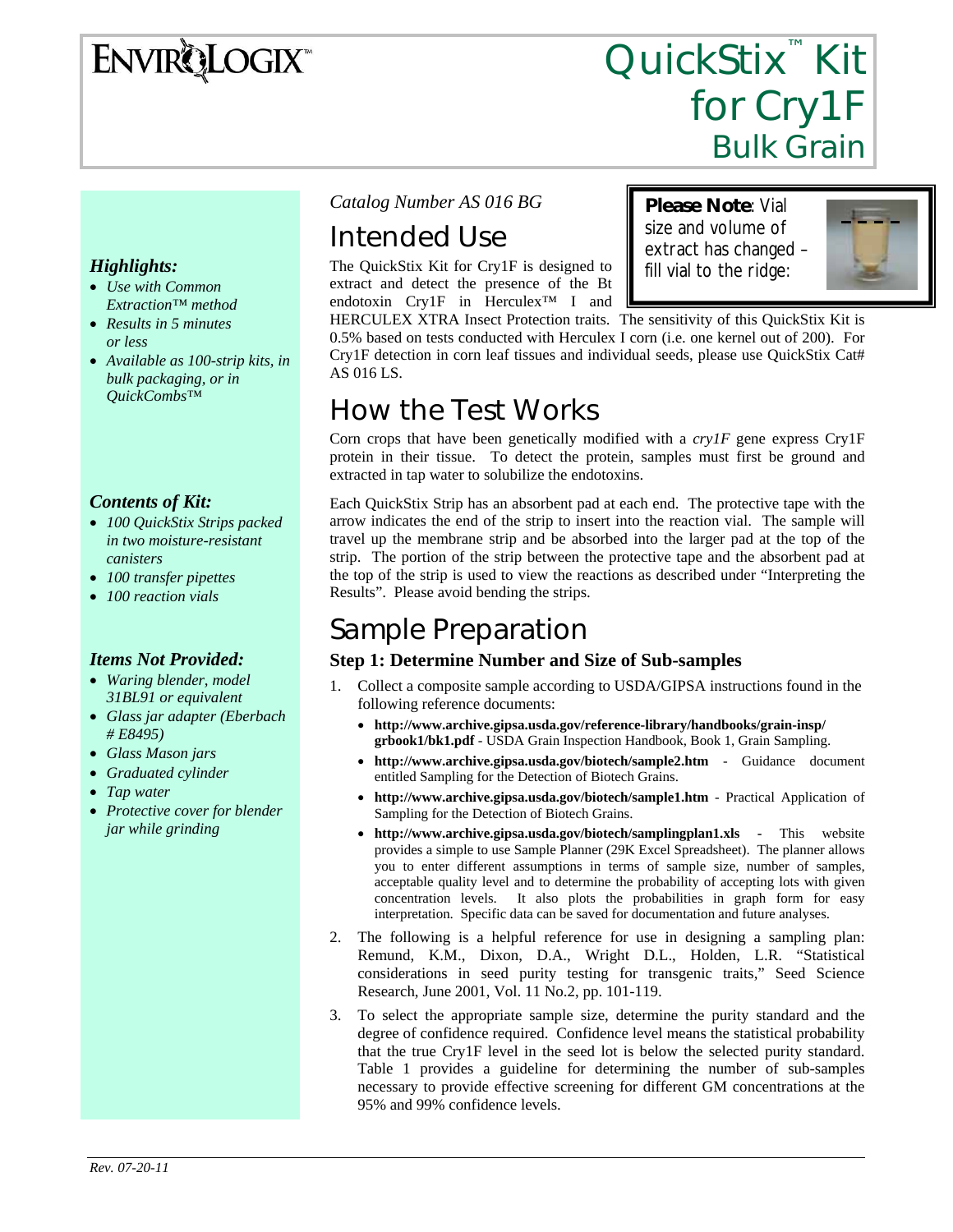# ENVIROLOGIX™

# QuickStix™ Kit for Cry1F
## Bulk Grain

*Catalog Number AS 016 BG*

## Intended Use

**Please Note**: Vial size and volume of extract has changed – fill vial to the ridge:

The QuickStix Kit for Cry1F is designed to extract and detect the presence of the Bt endotoxin Cry1F in Herculex™ I and HERCULEX XTRA Insect Protection traits. The sensitivity of this QuickStix Kit is 0.5% based on tests conducted with Herculex I corn (i.e. one kernel out of 200). For Cry1F detection in corn leaf tissues and individual seeds, please use QuickStix Cat# AS 016 LS.

### *Highlights:*

- *Use with Common Extraction™ method*
- *Results in 5 minutes or less*
- *Available as 100-strip kits, in bulk packaging, or in QuickCombs™*

### *Contents of Kit:*

- *100 QuickStix Strips packed in two moisture-resistant canisters*
- *100 transfer pipettes*
- *100 reaction vials*

### *Items Not Provided:*

- *Waring blender, model 31BL91 or equivalent*
- *Glass jar adapter (Eberbach # E8495)*
- *Glass Mason jars*
- *Graduated cylinder*
- *Tap water*
- *Protective cover for blender jar while grinding*

## How the Test Works

Corn crops that have been genetically modified with a *cry1F* gene express Cry1F protein in their tissue. To detect the protein, samples must first be ground and extracted in tap water to solubilize the endotoxins.

Each QuickStix Strip has an absorbent pad at each end. The protective tape with the arrow indicates the end of the strip to insert into the reaction vial. The sample will travel up the membrane strip and be absorbed into the larger pad at the top of the strip. The portion of the strip between the protective tape and the absorbent pad at the top of the strip is used to view the reactions as described under "Interpreting the Results". Please avoid bending the strips.

## Sample Preparation

### Step 1: Determine Number and Size of Sub-samples

1. Collect a composite sample according to USDA/GIPSA instructions found in the following reference documents:
   - **http://www.archive.gipsa.usda.gov/reference-library/handbooks/grain-insp/grbook1/bk1.pdf** - USDA Grain Inspection Handbook, Book 1, Grain Sampling.
   - **http://www.archive.gipsa.usda.gov/biotech/sample2.htm** - Guidance document entitled Sampling for the Detection of Biotech Grains.
   - **http://www.archive.gipsa.usda.gov/biotech/sample1.htm** - Practical Application of Sampling for the Detection of Biotech Grains.
   - **http://www.archive.gipsa.usda.gov/biotech/samplingplan1.xls** - This website provides a simple to use Sample Planner (29K Excel Spreadsheet). The planner allows you to enter different assumptions in terms of sample size, number of samples, acceptable quality level and to determine the probability of accepting lots with given concentration levels. It also plots the probabilities in graph form for easy interpretation. Specific data can be saved for documentation and future analyses.
2. The following is a helpful reference for use in designing a sampling plan: Remund, K.M., Dixon, D.A., Wright D.L., Holden, L.R. "Statistical considerations in seed purity testing for transgenic traits," Seed Science Research, June 2001, Vol. 11 No.2, pp. 101-119.
3. To select the appropriate sample size, determine the purity standard and the degree of confidence required. Confidence level means the statistical probability that the true Cry1F level in the seed lot is below the selected purity standard. Table 1 provides a guideline for determining the number of sub-samples necessary to provide effective screening for different GM concentrations at the 95% and 99% confidence levels.

*Rev. 07-20-11*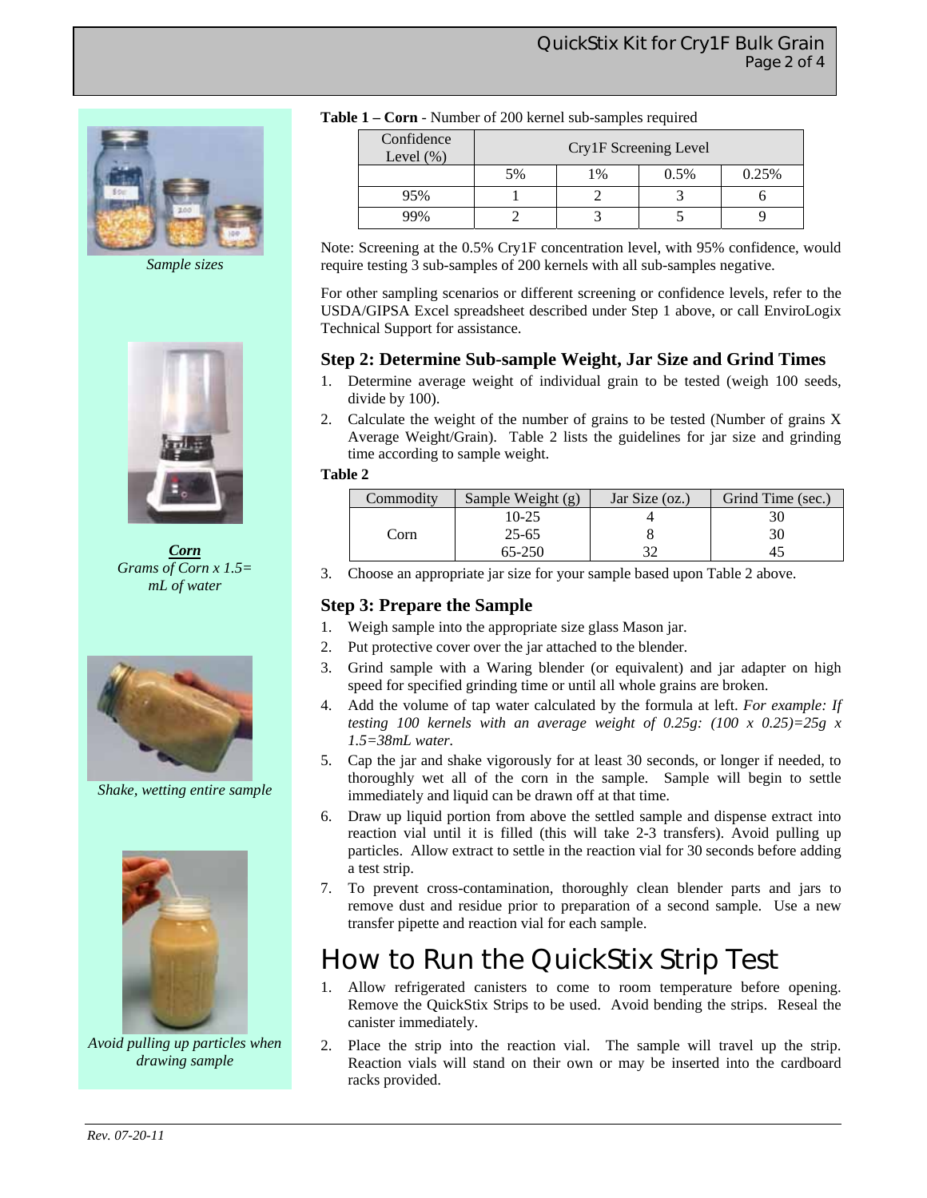**Table 1 – Corn** - Number of 200 kernel sub-samples required

| Confidence Level (%) | Cry1F Screening Level | | | |
|---|---|---|---|---|
| | 5% | 1% | 0.5% | 0.25% |
| 95% | 1 | 2 | 3 | 6 |
| 99% | 2 | 3 | 5 | 9 |

Note: Screening at the 0.5% Cry1F concentration level, with 95% confidence, would require testing 3 sub-samples of 200 kernels with all sub-samples negative.

For other sampling scenarios or different screening or confidence levels, refer to the USDA/GIPSA Excel spreadsheet described under Step 1 above, or call EnviroLogix Technical Support for assistance.

*Sample sizes*

### Step 2: Determine Sub-sample Weight, Jar Size and Grind Times

1. Determine average weight of individual grain to be tested (weigh 100 seeds, divide by 100).
2. Calculate the weight of the number of grains to be tested (Number of grains X Average Weight/Grain). Table 2 lists the guidelines for jar size and grinding time according to sample weight.

**Table 2**

| Commodity | Sample Weight (g) | Jar Size (oz.) | Grind Time (sec.) |
|---|---|---|---|
| Corn | 10-25 | 4 | 30 |
| | 25-65 | 8 | 30 |
| | 65-250 | 32 | 45 |

3. Choose an appropriate jar size for your sample based upon Table 2 above.

***Corn***
*Grams of Corn x 1.5= mL of water*

### Step 3: Prepare the Sample

1. Weigh sample into the appropriate size glass Mason jar.
2. Put protective cover over the jar attached to the blender.
3. Grind sample with a Waring blender (or equivalent) and jar adapter on high speed for specified grinding time or until all whole grains are broken.
4. Add the volume of tap water calculated by the formula at left. *For example: If testing 100 kernels with an average weight of 0.25g: (100 x 0.25)=25g x 1.5=38mL water.*
5. Cap the jar and shake vigorously for at least 30 seconds, or longer if needed, to thoroughly wet all of the corn in the sample. Sample will begin to settle immediately and liquid can be drawn off at that time.
6. Draw up liquid portion from above the settled sample and dispense extract into reaction vial until it is filled (this will take 2-3 transfers). Avoid pulling up particles. Allow extract to settle in the reaction vial for 30 seconds before adding a test strip.
7. To prevent cross-contamination, thoroughly clean blender parts and jars to remove dust and residue prior to preparation of a second sample. Use a new transfer pipette and reaction vial for each sample.

*Shake, wetting entire sample*

*Avoid pulling up particles when drawing sample*

# How to Run the QuickStix Strip Test

1. Allow refrigerated canisters to come to room temperature before opening. Remove the QuickStix Strips to be used. Avoid bending the strips. Reseal the canister immediately.
2. Place the strip into the reaction vial. The sample will travel up the strip. Reaction vials will stand on their own or may be inserted into the cardboard racks provided.

*Rev. 07-20-11*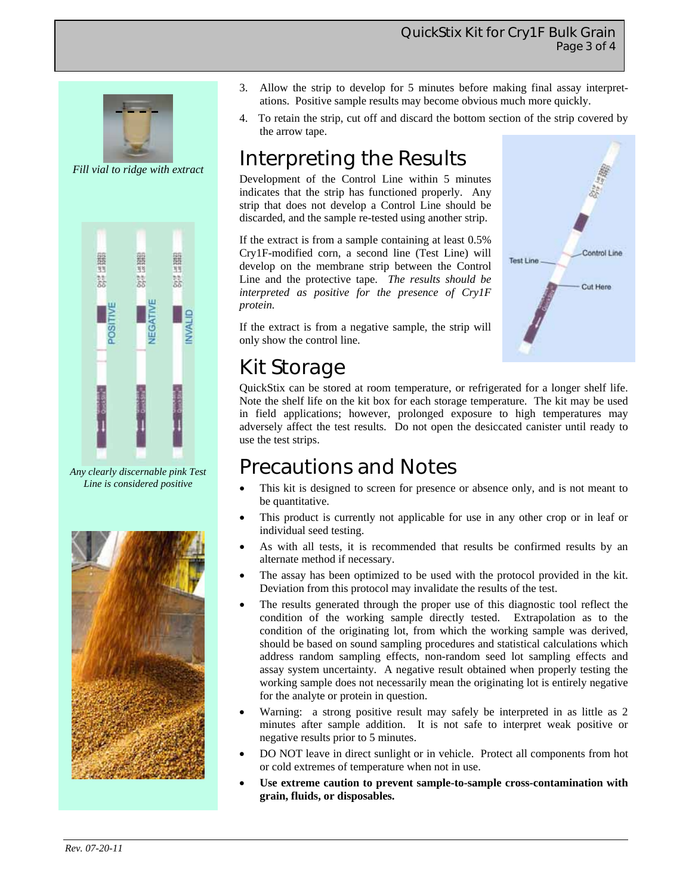Fill vial to ridge with extract

Any clearly discernable pink Test Line is considered positive

3. Allow the strip to develop for 5 minutes before making final assay interpretations. Positive sample results may become obvious much more quickly.
4. To retain the strip, cut off and discard the bottom section of the strip covered by the arrow tape.

# Interpreting the Results

Development of the Control Line within 5 minutes indicates that the strip has functioned properly. Any strip that does not develop a Control Line should be discarded, and the sample re-tested using another strip.

If the extract is from a sample containing at least 0.5% Cry1F-modified corn, a second line (Test Line) will develop on the membrane strip between the Control Line and the protective tape. *The results should be interpreted as positive for the presence of Cry1F protein.*

If the extract is from a negative sample, the strip will only show the control line.

# Kit Storage

QuickStix can be stored at room temperature, or refrigerated for a longer shelf life. Note the shelf life on the kit box for each storage temperature. The kit may be used in field applications; however, prolonged exposure to high temperatures may adversely affect the test results. Do not open the desiccated canister until ready to use the test strips.

# Precautions and Notes

- This kit is designed to screen for presence or absence only, and is not meant to be quantitative.
- This product is currently not applicable for use in any other crop or in leaf or individual seed testing.
- As with all tests, it is recommended that results be confirmed results by an alternate method if necessary.
- The assay has been optimized to be used with the protocol provided in the kit. Deviation from this protocol may invalidate the results of the test.
- The results generated through the proper use of this diagnostic tool reflect the condition of the working sample directly tested. Extrapolation as to the condition of the originating lot, from which the working sample was derived, should be based on sound sampling procedures and statistical calculations which address random sampling effects, non-random seed lot sampling effects and assay system uncertainty. A negative result obtained when properly testing the working sample does not necessarily mean the originating lot is entirely negative for the analyte or protein in question.
- Warning: a strong positive result may safely be interpreted in as little as 2 minutes after sample addition. It is not safe to interpret weak positive or negative results prior to 5 minutes.
- DO NOT leave in direct sunlight or in vehicle. Protect all components from hot or cold extremes of temperature when not in use.
- **Use extreme caution to prevent sample-to-sample cross-contamination with grain, fluids, or disposables.**

*Rev. 07-20-11*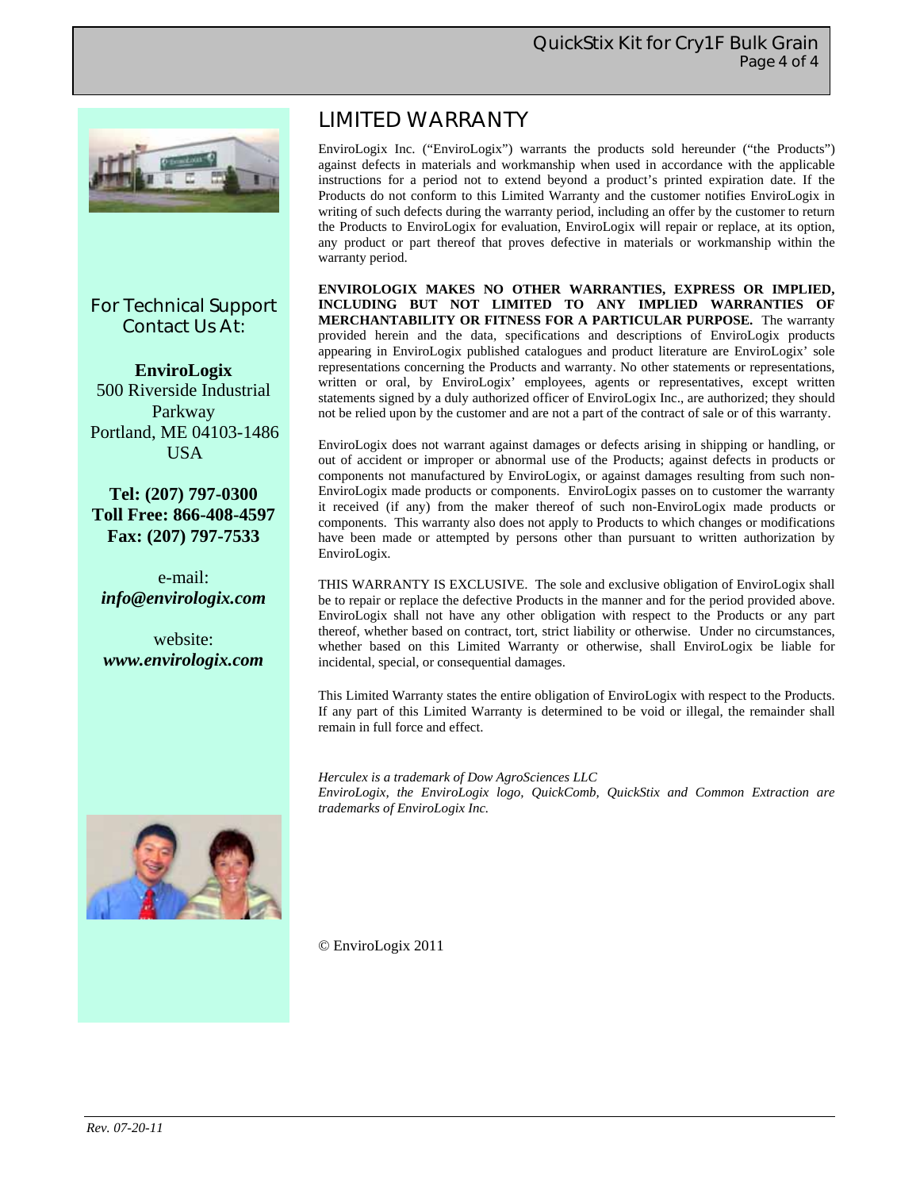## For Technical Support Contact Us At:

**EnviroLogix**
500 Riverside Industrial Parkway
Portland, ME 04103-1486
USA

**Tel: (207) 797-0300**
**Toll Free: 866-408-4597**
**Fax: (207) 797-7533**

e-mail:
***info@envirologix.com***

website:
***www.envirologix.com***

# LIMITED WARRANTY

EnviroLogix Inc. ("EnviroLogix") warrants the products sold hereunder ("the Products") against defects in materials and workmanship when used in accordance with the applicable instructions for a period not to extend beyond a product's printed expiration date. If the Products do not conform to this Limited Warranty and the customer notifies EnviroLogix in writing of such defects during the warranty period, including an offer by the customer to return the Products to EnviroLogix for evaluation, EnviroLogix will repair or replace, at its option, any product or part thereof that proves defective in materials or workmanship within the warranty period.

**ENVIROLOGIX MAKES NO OTHER WARRANTIES, EXPRESS OR IMPLIED, INCLUDING BUT NOT LIMITED TO ANY IMPLIED WARRANTIES OF MERCHANTABILITY OR FITNESS FOR A PARTICULAR PURPOSE.** The warranty provided herein and the data, specifications and descriptions of EnviroLogix products appearing in EnviroLogix published catalogues and product literature are EnviroLogix' sole representations concerning the Products and warranty. No other statements or representations, written or oral, by EnviroLogix' employees, agents or representatives, except written statements signed by a duly authorized officer of EnviroLogix Inc., are authorized; they should not be relied upon by the customer and are not a part of the contract of sale or of this warranty.

EnviroLogix does not warrant against damages or defects arising in shipping or handling, or out of accident or improper or abnormal use of the Products; against defects in products or components not manufactured by EnviroLogix, or against damages resulting from such non-EnviroLogix made products or components. EnviroLogix passes on to customer the warranty it received (if any) from the maker thereof of such non-EnviroLogix made products or components. This warranty also does not apply to Products to which changes or modifications have been made or attempted by persons other than pursuant to written authorization by EnviroLogix.

THIS WARRANTY IS EXCLUSIVE. The sole and exclusive obligation of EnviroLogix shall be to repair or replace the defective Products in the manner and for the period provided above. EnviroLogix shall not have any other obligation with respect to the Products or any part thereof, whether based on contract, tort, strict liability or otherwise. Under no circumstances, whether based on this Limited Warranty or otherwise, shall EnviroLogix be liable for incidental, special, or consequential damages.

This Limited Warranty states the entire obligation of EnviroLogix with respect to the Products. If any part of this Limited Warranty is determined to be void or illegal, the remainder shall remain in full force and effect.

*Herculex is a trademark of Dow AgroSciences LLC*
*EnviroLogix, the EnviroLogix logo, QuickComb, QuickStix and Common Extraction are trademarks of EnviroLogix Inc.*

© EnviroLogix 2011

*Rev. 07-20-11*